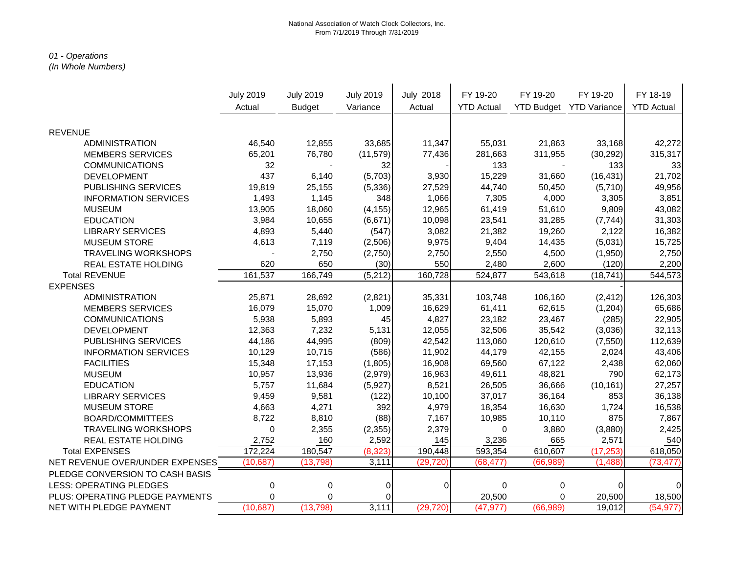National Association of Watch Clock Collectors, Inc.
From 7/1/2019 Through 7/31/2019

*01 - Operations*
*(In Whole Numbers)*

| | July 2019 Actual | July 2019 Budget | July 2019 Variance | July 2018 Actual | FY 19-20 YTD Actual | FY 19-20 YTD Budget | FY 19-20 YTD Variance | FY 18-19 YTD Actual |
|---|---|---|---|---|---|---|---|---|
| REVENUE | | | | | | | | |
| ADMINISTRATION | 46,540 | 12,855 | 33,685 | 11,347 | 55,031 | 21,863 | 33,168 | 42,272 |
| MEMBERS SERVICES | 65,201 | 76,780 | (11,579) | 77,436 | 281,663 | 311,955 | (30,292) | 315,317 |
| COMMUNICATIONS | 32 | - | 32 | - | 133 | - | 133 | 33 |
| DEVELOPMENT | 437 | 6,140 | (5,703) | 3,930 | 15,229 | 31,660 | (16,431) | 21,702 |
| PUBLISHING SERVICES | 19,819 | 25,155 | (5,336) | 27,529 | 44,740 | 50,450 | (5,710) | 49,956 |
| INFORMATION SERVICES | 1,493 | 1,145 | 348 | 1,066 | 7,305 | 4,000 | 3,305 | 3,851 |
| MUSEUM | 13,905 | 18,060 | (4,155) | 12,965 | 61,419 | 51,610 | 9,809 | 43,082 |
| EDUCATION | 3,984 | 10,655 | (6,671) | 10,098 | 23,541 | 31,285 | (7,744) | 31,303 |
| LIBRARY SERVICES | 4,893 | 5,440 | (547) | 3,082 | 21,382 | 19,260 | 2,122 | 16,382 |
| MUSEUM STORE | 4,613 | 7,119 | (2,506) | 9,975 | 9,404 | 14,435 | (5,031) | 15,725 |
| TRAVELING WORKSHOPS | - | 2,750 | (2,750) | 2,750 | 2,550 | 4,500 | (1,950) | 2,750 |
| REAL ESTATE HOLDING | 620 | 650 | (30) | 550 | 2,480 | 2,600 | (120) | 2,200 |
| Total REVENUE | 161,537 | 166,749 | (5,212) | 160,728 | 524,877 | 543,618 | (18,741) | 544,573 |
| EXPENSES | | | | | | | - | |
| ADMINISTRATION | 25,871 | 28,692 | (2,821) | 35,331 | 103,748 | 106,160 | (2,412) | 126,303 |
| MEMBERS SERVICES | 16,079 | 15,070 | 1,009 | 16,629 | 61,411 | 62,615 | (1,204) | 65,686 |
| COMMUNICATIONS | 5,938 | 5,893 | 45 | 4,827 | 23,182 | 23,467 | (285) | 22,905 |
| DEVELOPMENT | 12,363 | 7,232 | 5,131 | 12,055 | 32,506 | 35,542 | (3,036) | 32,113 |
| PUBLISHING SERVICES | 44,186 | 44,995 | (809) | 42,542 | 113,060 | 120,610 | (7,550) | 112,639 |
| INFORMATION SERVICES | 10,129 | 10,715 | (586) | 11,902 | 44,179 | 42,155 | 2,024 | 43,406 |
| FACILITIES | 15,348 | 17,153 | (1,805) | 16,908 | 69,560 | 67,122 | 2,438 | 62,060 |
| MUSEUM | 10,957 | 13,936 | (2,979) | 16,963 | 49,611 | 48,821 | 790 | 62,173 |
| EDUCATION | 5,757 | 11,684 | (5,927) | 8,521 | 26,505 | 36,666 | (10,161) | 27,257 |
| LIBRARY SERVICES | 9,459 | 9,581 | (122) | 10,100 | 37,017 | 36,164 | 853 | 36,138 |
| MUSEUM STORE | 4,663 | 4,271 | 392 | 4,979 | 18,354 | 16,630 | 1,724 | 16,538 |
| BOARD/COMMITTEES | 8,722 | 8,810 | (88) | 7,167 | 10,985 | 10,110 | 875 | 7,867 |
| TRAVELING WORKSHOPS | 0 | 2,355 | (2,355) | 2,379 | 0 | 3,880 | (3,880) | 2,425 |
| REAL ESTATE HOLDING | 2,752 | 160 | 2,592 | 145 | 3,236 | 665 | 2,571 | 540 |
| Total EXPENSES | 172,224 | 180,547 | (8,323) | 190,448 | 593,354 | 610,607 | (17,253) | 618,050 |
| NET REVENUE OVER/UNDER EXPENSES | (10,687) | (13,798) | 3,111 | (29,720) | (68,477) | (66,989) | (1,488) | (73,477) |
| PLEDGE CONVERSION TO CASH BASIS | | | | | | | | |
| LESS: OPERATING PLEDGES | 0 | 0 | 0 | 0 | 0 | 0 | 0 | 0 |
| PLUS: OPERATING PLEDGE PAYMENTS | 0 | 0 | 0 | | 20,500 | 0 | 20,500 | 18,500 |
| NET WITH PLEDGE PAYMENT | (10,687) | (13,798) | 3,111 | (29,720) | (47,977) | (66,989) | 19,012 | (54,977) |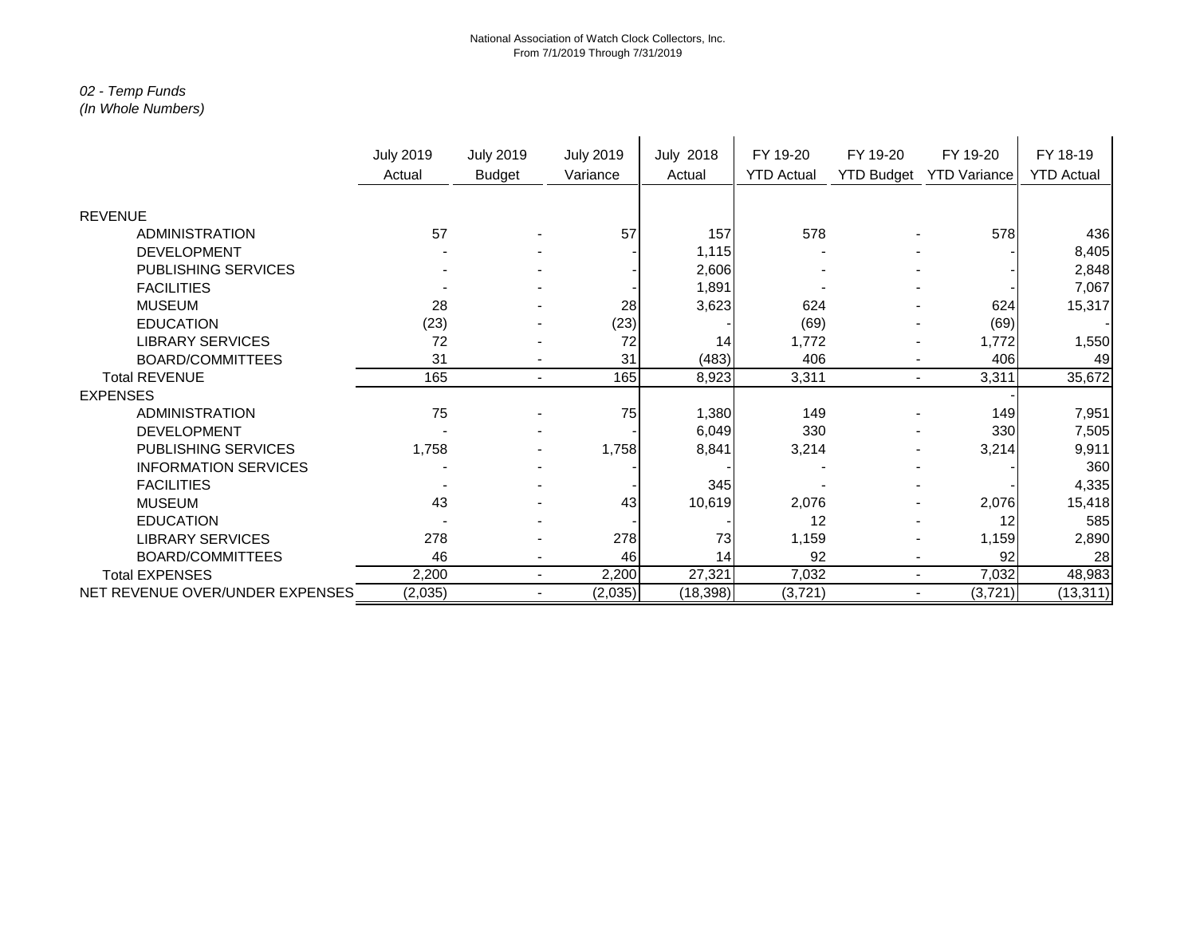National Association of Watch Clock Collectors, Inc.
From 7/1/2019 Through 7/31/2019

*02 - Temp Funds*
*(In Whole Numbers)*

| | July 2019 Actual | July 2019 Budget | July 2019 Variance | July 2018 Actual | FY 19-20 YTD Actual | FY 19-20 YTD Budget | FY 19-20 YTD Variance | FY 18-19 YTD Actual |
|---|---|---|---|---|---|---|---|---|
| REVENUE | | | | | | | | |
| ADMINISTRATION | 57 | - | 57 | 157 | 578 | - | 578 | 436 |
| DEVELOPMENT | - | - | - | 1,115 | - | - | - | 8,405 |
| PUBLISHING SERVICES | - | - | - | 2,606 | - | - | - | 2,848 |
| FACILITIES | - | - | - | 1,891 | - | - | - | 7,067 |
| MUSEUM | 28 | - | 28 | 3,623 | 624 | - | 624 | 15,317 |
| EDUCATION | (23) | - | (23) | - | (69) | - | (69) | - |
| LIBRARY SERVICES | 72 | - | 72 | 14 | 1,772 | - | 1,772 | 1,550 |
| BOARD/COMMITTEES | 31 | - | 31 | (483) | 406 | - | 406 | 49 |
| Total REVENUE | 165 | - | 165 | 8,923 | 3,311 | - | 3,311 | 35,672 |
| EXPENSES | | | | | | | - | |
| ADMINISTRATION | 75 | - | 75 | 1,380 | 149 | - | 149 | 7,951 |
| DEVELOPMENT | - | - | - | 6,049 | 330 | - | 330 | 7,505 |
| PUBLISHING SERVICES | 1,758 | - | 1,758 | 8,841 | 3,214 | - | 3,214 | 9,911 |
| INFORMATION SERVICES | - | - | - | - | - | - | - | 360 |
| FACILITIES | - | - | - | 345 | - | - | - | 4,335 |
| MUSEUM | 43 | - | 43 | 10,619 | 2,076 | - | 2,076 | 15,418 |
| EDUCATION | - | - | - | - | 12 | - | 12 | 585 |
| LIBRARY SERVICES | 278 | - | 278 | 73 | 1,159 | - | 1,159 | 2,890 |
| BOARD/COMMITTEES | 46 | - | 46 | 14 | 92 | - | 92 | 28 |
| Total EXPENSES | 2,200 | - | 2,200 | 27,321 | 7,032 | - | 7,032 | 48,983 |
| NET REVENUE OVER/UNDER EXPENSES | (2,035) | - | (2,035) | (18,398) | (3,721) | - | (3,721) | (13,311) |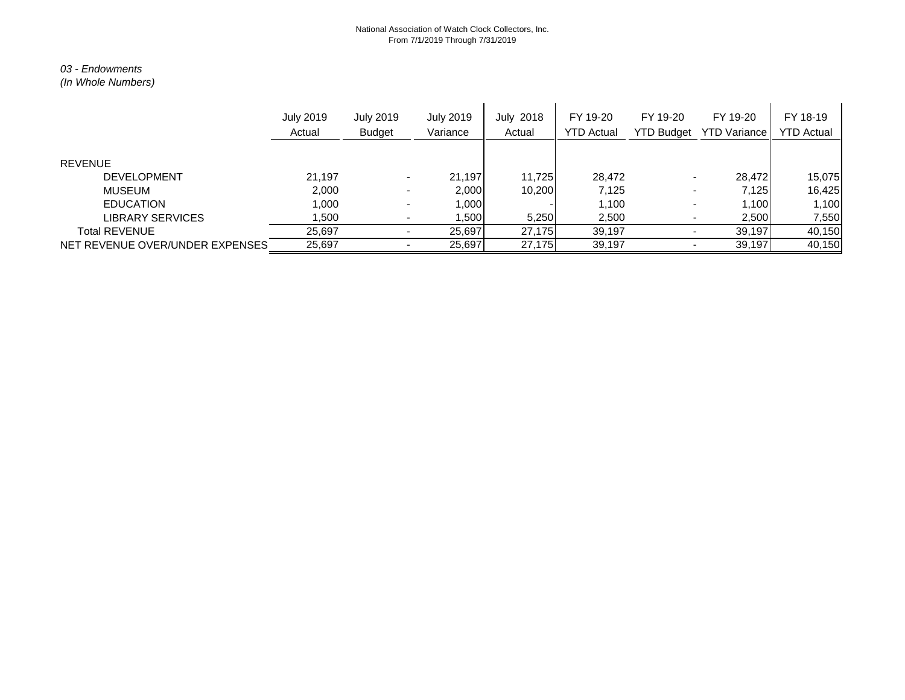National Association of Watch Clock Collectors, Inc.
From 7/1/2019 Through 7/31/2019

*03 - Endowments*
*(In Whole Numbers)*

| | July 2019 Actual | July 2019 Budget | July 2019 Variance | July 2018 Actual | FY 19-20 YTD Actual | FY 19-20 YTD Budget | FY 19-20 YTD Variance | FY 18-19 YTD Actual |
|---|---|---|---|---|---|---|---|---|
| REVENUE | | | | | | | | |
| DEVELOPMENT | 21,197 | - | 21,197 | 11,725 | 28,472 | - | 28,472 | 15,075 |
| MUSEUM | 2,000 | - | 2,000 | 10,200 | 7,125 | - | 7,125 | 16,425 |
| EDUCATION | 1,000 | - | 1,000 | - | 1,100 | - | 1,100 | 1,100 |
| LIBRARY SERVICES | 1,500 | - | 1,500 | 5,250 | 2,500 | - | 2,500 | 7,550 |
| Total REVENUE | 25,697 | - | 25,697 | 27,175 | 39,197 | - | 39,197 | 40,150 |
| NET REVENUE OVER/UNDER EXPENSES | 25,697 | - | 25,697 | 27,175 | 39,197 | - | 39,197 | 40,150 |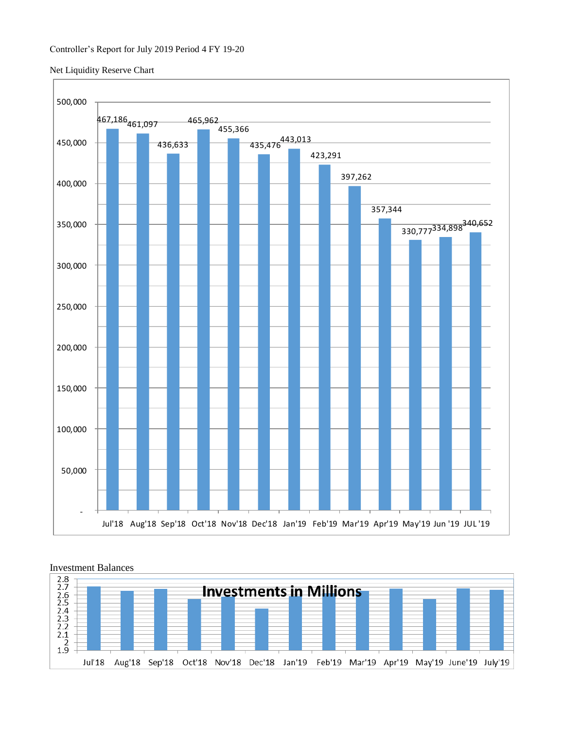Controller's Report for July 2019 Period 4 FY 19-20

Net Liquidity Reserve Chart

| Month | Net Liquidity Reserve |
|---|---|
| Jul'18 | 467,186 |
| Aug'18 | 461,097 |
| Sep'18 | 436,633 |
| Oct'18 | 465,962 |
| Nov'18 | 455,366 |
| Dec'18 | 435,476 |
| Jan'19 | 443,013 |
| Feb'19 | 423,291 |
| Mar'19 | 397,262 |
| Apr'19 | 357,344 |
| May'19 | 330,777 |
| Jun '19 | 334,898 |
| JUL '19 | 340,652 |

Investment Balances

**Investments in Millions**

Jul'18 Aug'18 Sep'18 Oct'18 Nov'18 Dec'18 Jan'19 Feb'19 Mar'19 Apr'19 May'19 June'19 July'19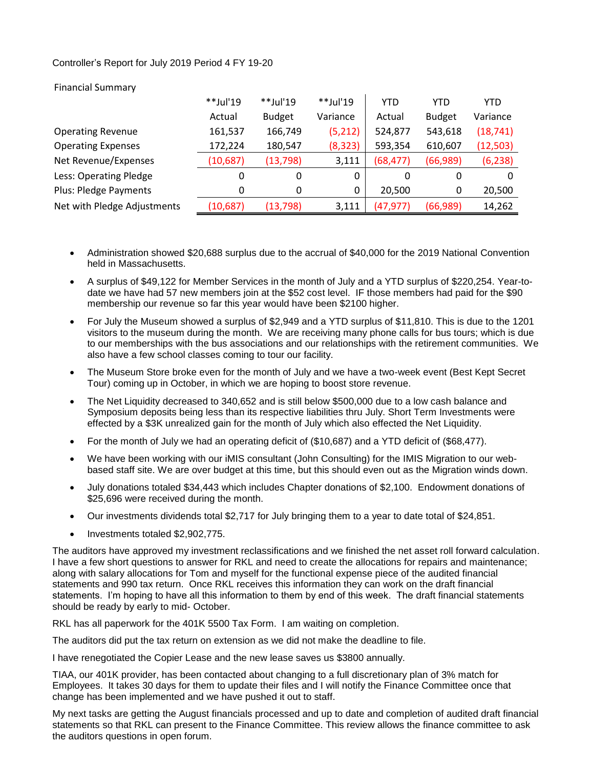Controller's Report for July 2019 Period 4 FY 19-20

Financial Summary

| | **Jul'19 Actual | **Jul'19 Budget | **Jul'19 Variance | YTD Actual | YTD Budget | YTD Variance |
|---|---|---|---|---|---|---|
| Operating Revenue | 161,537 | 166,749 | (5,212) | 524,877 | 543,618 | (18,741) |
| Operating Expenses | 172,224 | 180,547 | (8,323) | 593,354 | 610,607 | (12,503) |
| Net Revenue/Expenses | (10,687) | (13,798) | 3,111 | (68,477) | (66,989) | (6,238) |
| Less: Operating Pledge | 0 | 0 | 0 | 0 | 0 | 0 |
| Plus: Pledge Payments | 0 | 0 | 0 | 20,500 | 0 | 20,500 |
| Net with Pledge Adjustments | (10,687) | (13,798) | 3,111 | (47,977) | (66,989) | 14,262 |

- Administration showed $20,688 surplus due to the accrual of $40,000 for the 2019 National Convention held in Massachusetts.
- A surplus of $49,122 for Member Services in the month of July and a YTD surplus of $220,254. Year-to-date we have had 57 new members join at the $52 cost level. IF those members had paid for the $90 membership our revenue so far this year would have been $2100 higher.
- For July the Museum showed a surplus of $2,949 and a YTD surplus of $11,810. This is due to the 1201 visitors to the museum during the month. We are receiving many phone calls for bus tours; which is due to our memberships with the bus associations and our relationships with the retirement communities. We also have a few school classes coming to tour our facility.
- The Museum Store broke even for the month of July and we have a two-week event (Best Kept Secret Tour) coming up in October, in which we are hoping to boost store revenue.
- The Net Liquidity decreased to 340,652 and is still below $500,000 due to a low cash balance and Symposium deposits being less than its respective liabilities thru July. Short Term Investments were effected by a $3K unrealized gain for the month of July which also effected the Net Liquidity.
- For the month of July we had an operating deficit of ($10,687) and a YTD deficit of ($68,477).
- We have been working with our iMIS consultant (John Consulting) for the IMIS Migration to our web-based staff site. We are over budget at this time, but this should even out as the Migration winds down.
- July donations totaled $34,443 which includes Chapter donations of $2,100. Endowment donations of $25,696 were received during the month.
- Our investments dividends total $2,717 for July bringing them to a year to date total of $24,851.
- Investments totaled $2,902,775.

The auditors have approved my investment reclassifications and we finished the net asset roll forward calculation. I have a few short questions to answer for RKL and need to create the allocations for repairs and maintenance; along with salary allocations for Tom and myself for the functional expense piece of the audited financial statements and 990 tax return. Once RKL receives this information they can work on the draft financial statements. I'm hoping to have all this information to them by end of this week. The draft financial statements should be ready by early to mid- October.

RKL has all paperwork for the 401K 5500 Tax Form. I am waiting on completion.

The auditors did put the tax return on extension as we did not make the deadline to file.

I have renegotiated the Copier Lease and the new lease saves us $3800 annually.

TIAA, our 401K provider, has been contacted about changing to a full discretionary plan of 3% match for Employees. It takes 30 days for them to update their files and I will notify the Finance Committee once that change has been implemented and we have pushed it out to staff.

My next tasks are getting the August financials processed and up to date and completion of audited draft financial statements so that RKL can present to the Finance Committee. This review allows the finance committee to ask the auditors questions in open forum.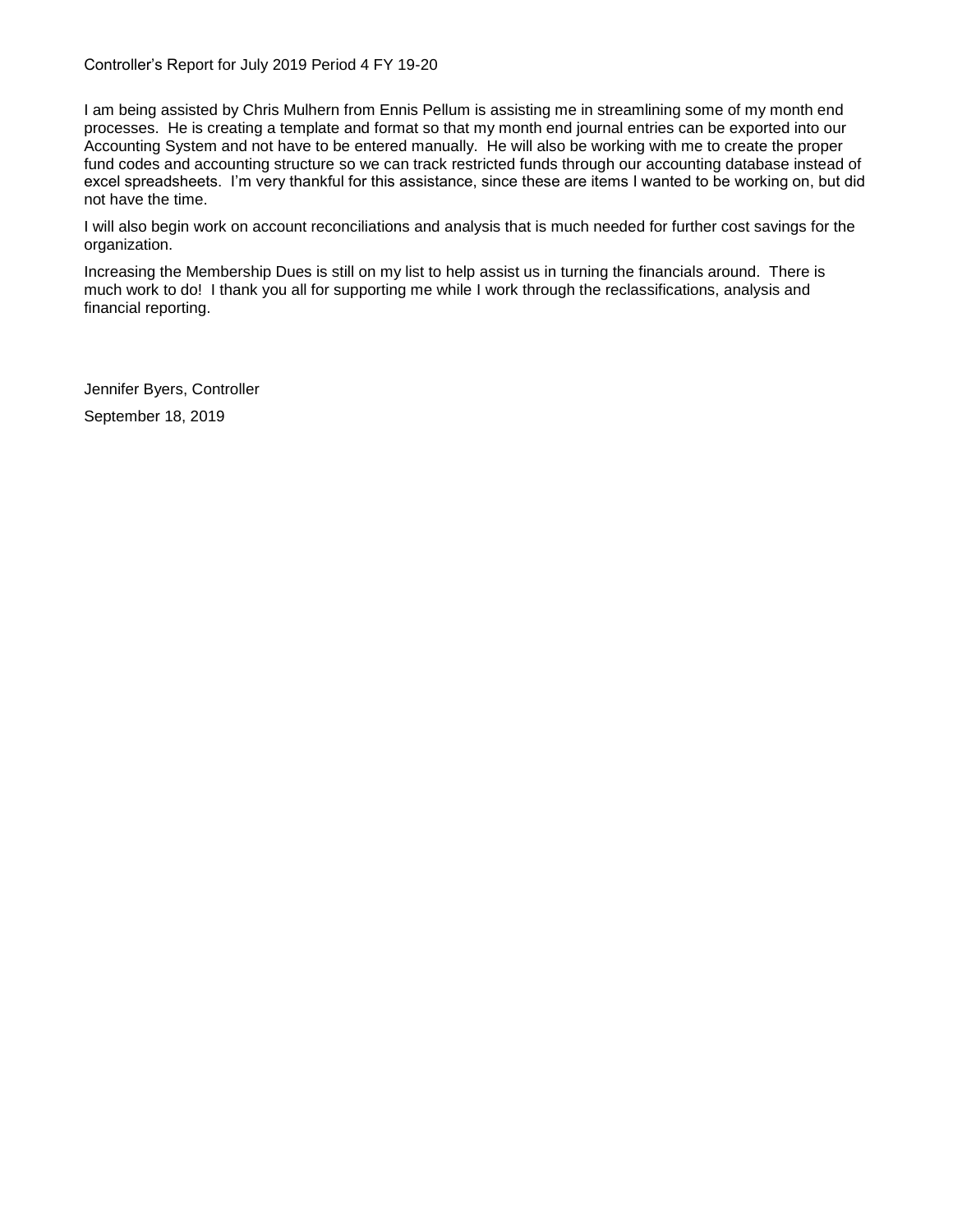Controller's Report for July 2019 Period 4 FY 19-20

I am being assisted by Chris Mulhern from Ennis Pellum is assisting me in streamlining some of my month end processes. He is creating a template and format so that my month end journal entries can be exported into our Accounting System and not have to be entered manually. He will also be working with me to create the proper fund codes and accounting structure so we can track restricted funds through our accounting database instead of excel spreadsheets. I'm very thankful for this assistance, since these are items I wanted to be working on, but did not have the time.

I will also begin work on account reconciliations and analysis that is much needed for further cost savings for the organization.

Increasing the Membership Dues is still on my list to help assist us in turning the financials around. There is much work to do! I thank you all for supporting me while I work through the reclassifications, analysis and financial reporting.

Jennifer Byers, Controller

September 18, 2019